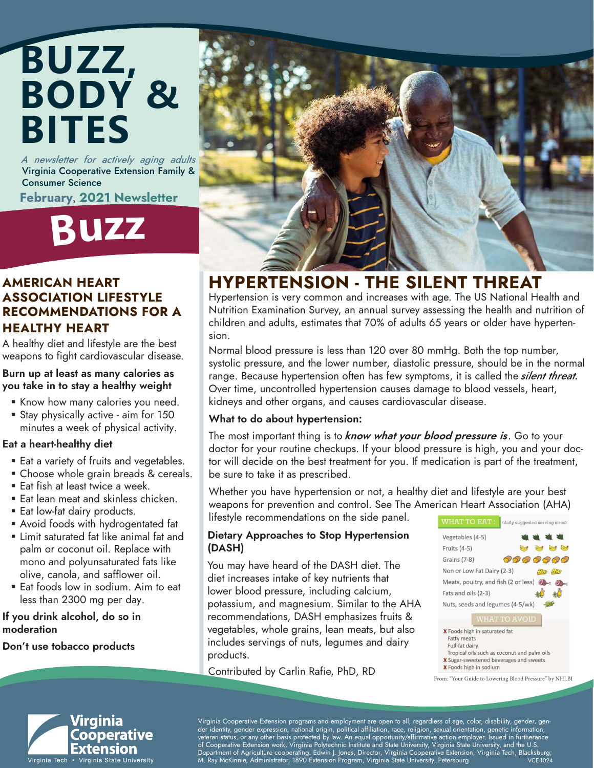# BUZZ, BODY & BITES

*A newsletter for actively aging adults*
Virginia Cooperative Extension Family & Consumer Science

**February, 2021 Newsletter**

# Buzz

## AMERICAN HEART ASSOCIATION LIFESTYLE RECOMMENDATIONS FOR A HEALTHY HEART

A healthy diet and lifestyle are the best weapons to fight cardiovascular disease.

**Burn up at least as many calories as you take in to stay a healthy weight**

- Know how many calories you need.
- Stay physically active - aim for 150 minutes a week of physical activity.

**Eat a heart-healthy diet**

- Eat a variety of fruits and vegetables.
- Choose whole grain breads & cereals.
- Eat fish at least twice a week.
- Eat lean meat and skinless chicken.
- Eat low-fat dairy products.
- Avoid foods with hydrogentated fat
- Limit saturated fat like animal fat and palm or coconut oil. Replace with mono and polyunsaturated fats like olive, canola, and safflower oil.
- Eat foods low in sodium. Aim to eat less than 2300 mg per day.

**If you drink alcohol, do so in moderation**

**Don't use tobacco products**

## HYPERTENSION - THE SILENT THREAT

Hypertension is very common and increases with age. The US National Health and Nutrition Examination Survey, an annual survey assessing the health and nutrition of children and adults, estimates that 70% of adults 65 years or older have hypertension.

Normal blood pressure is less than 120 over 80 mmHg. Both the top number, systolic pressure, and the lower number, diastolic pressure, should be in the normal range. Because hypertension often has few symptoms, it is called the ***silent threat.*** Over time, uncontrolled hypertension causes damage to blood vessels, heart, kidneys and other organs, and causes cardiovascular disease.

### What to do about hypertension:

The most important thing is to ***know what your blood pressure is***. Go to your doctor for your routine checkups. If your blood pressure is high, you and your doctor will decide on the best treatment for you. If medication is part of the treatment, be sure to take it as prescribed.

Whether you have hypertension or not, a healthy diet and lifestyle are your best weapons for prevention and control. See The American Heart Association (AHA) lifestyle recommendations on the side panel.

### Dietary Approaches to Stop Hypertension (DASH)

You may have heard of the DASH diet. The diet increases intake of key nutrients that lower blood pressure, including calcium, potassium, and magnesium. Similar to the AHA recommendations, DASH emphasizes fruits & vegetables, whole grains, lean meats, but also includes servings of nuts, legumes and dairy products.

Contributed by Carlin Rafie, PhD, RD

**WHAT TO EAT:** (daily suggested serving sizes)

- Vegetables (4-5)
- Fruits (4-5)
- Grains (7-8)
- Non or Low Fat Dairy (2-3)
- Meats, poultry, and fish (2 or less)
- Fats and oils (2-3)
- Nuts, seeds and legumes (4-5/wk)

**WHAT TO AVOID**

- X Foods high in saturated fat
  - Fatty meats
  - Full-fat dairy
  - Tropical oils such as coconut and palm oils
- X Sugar-sweetened beverages and sweets
- X Foods high in sodium

From: "Your Guide to Lowering Blood Pressure" by NHLBI

Virginia Cooperative Extension — Virginia Tech • Virginia State University

Virginia Cooperative Extension programs and employment are open to all, regardless of age, color, disability, gender, gender identity, gender expression, national origin, political affiliation, race, religion, sexual orientation, genetic information, veteran status, or any other basis protected by law. An equal opportunity/affirmative action employer. Issued in furtherance of Cooperative Extension work, Virginia Polytechnic Institute and State University, Virginia State University, and the U.S. Department of Agriculture cooperating. Edwin J. Jones, Director, Virginia Cooperative Extension, Virginia Tech, Blacksburg; M. Ray McKinnie, Administrator, 1890 Extension Program, Virginia State University, Petersburg VCE-1024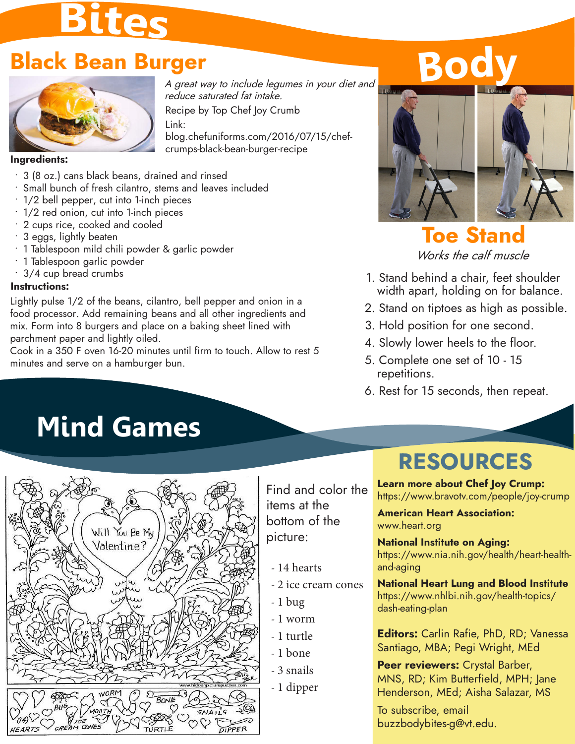# Bites

## Black Bean Burger

*A great way to include legumes in your diet and reduce saturated fat intake.*

Recipe by Top Chef Joy Crumb

Link:
blog.chefuniforms.com/2016/07/15/chef-crumps-black-bean-burger-recipe

**Ingredients:**

- 3 (8 oz.) cans black beans, drained and rinsed
- Small bunch of fresh cilantro, stems and leaves included
- 1/2 bell pepper, cut into 1-inch pieces
- 1/2 red onion, cut into 1-inch pieces
- 2 cups rice, cooked and cooled
- 3 eggs, lightly beaten
- 1 Tablespoon mild chili powder & garlic powder
- 1 Tablespoon garlic powder
- 3/4 cup bread crumbs

**Instructions:**

Lightly pulse 1/2 of the beans, cilantro, bell pepper and onion in a food processor. Add remaining beans and all other ingredients and mix. Form into 8 burgers and place on a baking sheet lined with parchment paper and lightly oiled.
Cook in a 350 F oven 16-20 minutes until firm to touch. Allow to rest 5 minutes and serve on a hamburger bun.

# Body

## Toe Stand

*Works the calf muscle*

1. Stand behind a chair, feet shoulder width apart, holding on for balance.
2. Stand on tiptoes as high as possible.
3. Hold position for one second.
4. Slowly lower heels to the floor.
5. Complete one set of 10 - 15 repetitions.
6. Rest for 15 seconds, then repeat.

# Mind Games

Find and color the items at the bottom of the picture:

- 14 hearts
- 2 ice cream cones
- 1 bug
- 1 worm
- 1 turtle
- 1 bone
- 3 snails
- 1 dipper

# RESOURCES

**Learn more about Chef Joy Crump:**
https://www.bravotv.com/people/joy-crump

**American Heart Association:**
www.heart.org

**National Institute on Aging:**
https://www.nia.nih.gov/health/heart-health-and-aging

**National Heart Lung and Blood Institute**
https://www.nhlbi.nih.gov/health-topics/dash-eating-plan

**Editors:** Carlin Rafie, PhD, RD; Vanessa Santiago, MBA; Pegi Wright, MEd

**Peer reviewers:** Crystal Barber, MNS, RD; Kim Butterfield, MPH; Jane Henderson, MEd; Aisha Salazar, MS

To subscribe, email buzzbodybites-g@vt.edu.